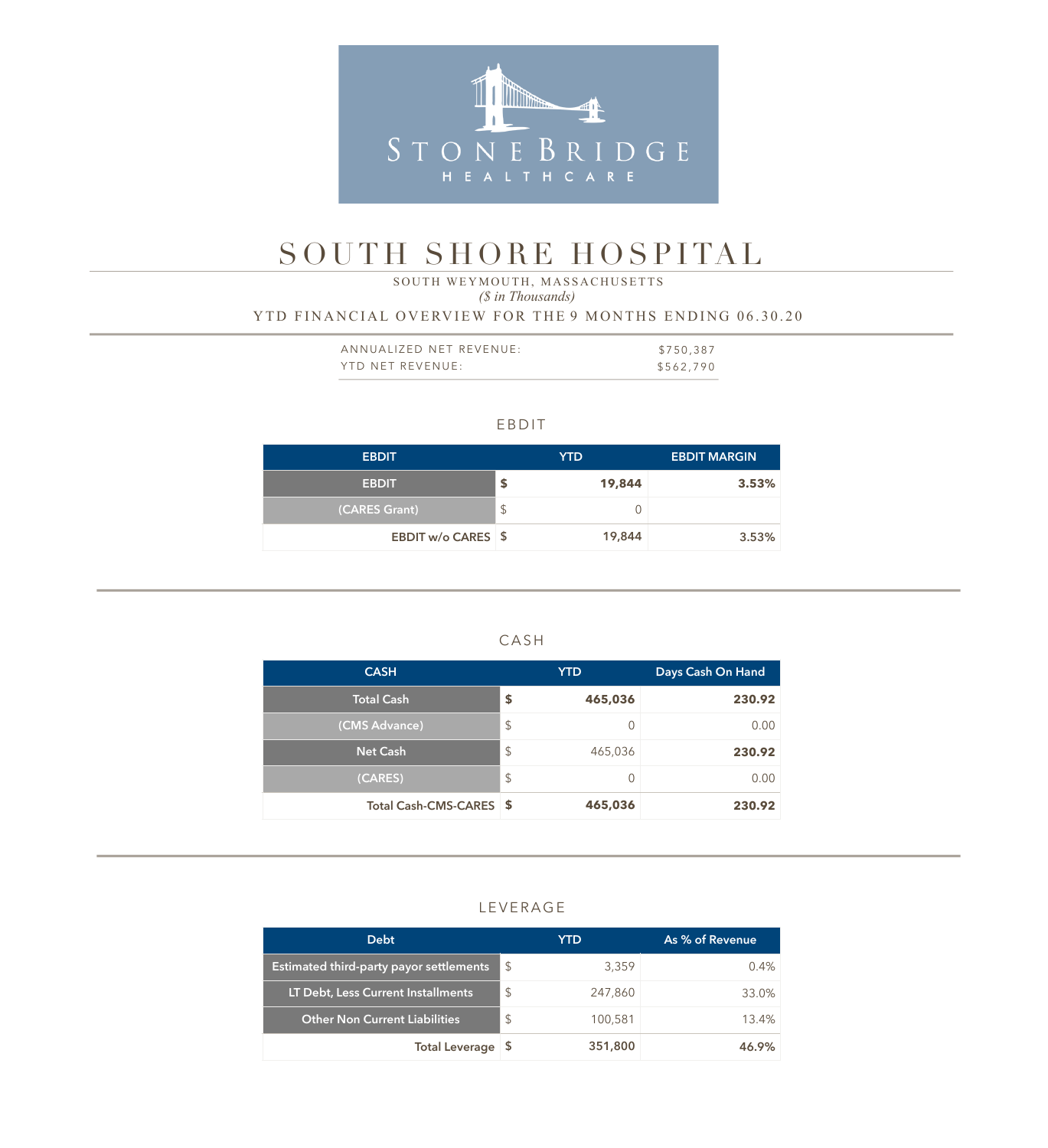STONE BRIDGE
HEALTHCARE

# SOUTH SHORE HOSPITAL

SOUTH WEYMOUTH, MASSACHUSETTS

*($ in Thousands)*

YTD FINANCIAL OVERVIEW FOR THE 9 MONTHS ENDING 06.30.20

| | |
|---|---|
| ANNUALIZED NET REVENUE: | $750,387 |
| YTD NET REVENUE: | $562,790 |

## EBDIT

| EBDIT | YTD | | EBDIT MARGIN |
|---|---|---|---|
| **EBDIT** | **$** | **19,844** | **3.53%** |
| (CARES Grant) | $ | 0 | |
| **EBDIT w/o CARES** | **$** | **19,844** | **3.53%** |

## CASH

| CASH | YTD | | Days Cash On Hand |
|---|---|---|---|
| **Total Cash** | **$** | **465,036** | **230.92** |
| (CMS Advance) | $ | 0 | 0.00 |
| Net Cash | $ | 465,036 | **230.92** |
| (CARES) | $ | 0 | 0.00 |
| **Total Cash-CMS-CARES** | **$** | **465,036** | **230.92** |

## LEVERAGE

| Debt | YTD | | As % of Revenue |
|---|---|---|---|
| Estimated third-party payor settlements | $ | 3,359 | 0.4% |
| LT Debt, Less Current Installments | $ | 247,860 | 33.0% |
| Other Non Current Liabilities | $ | 100,581 | 13.4% |
| **Total Leverage** | **$** | **351,800** | **46.9%** |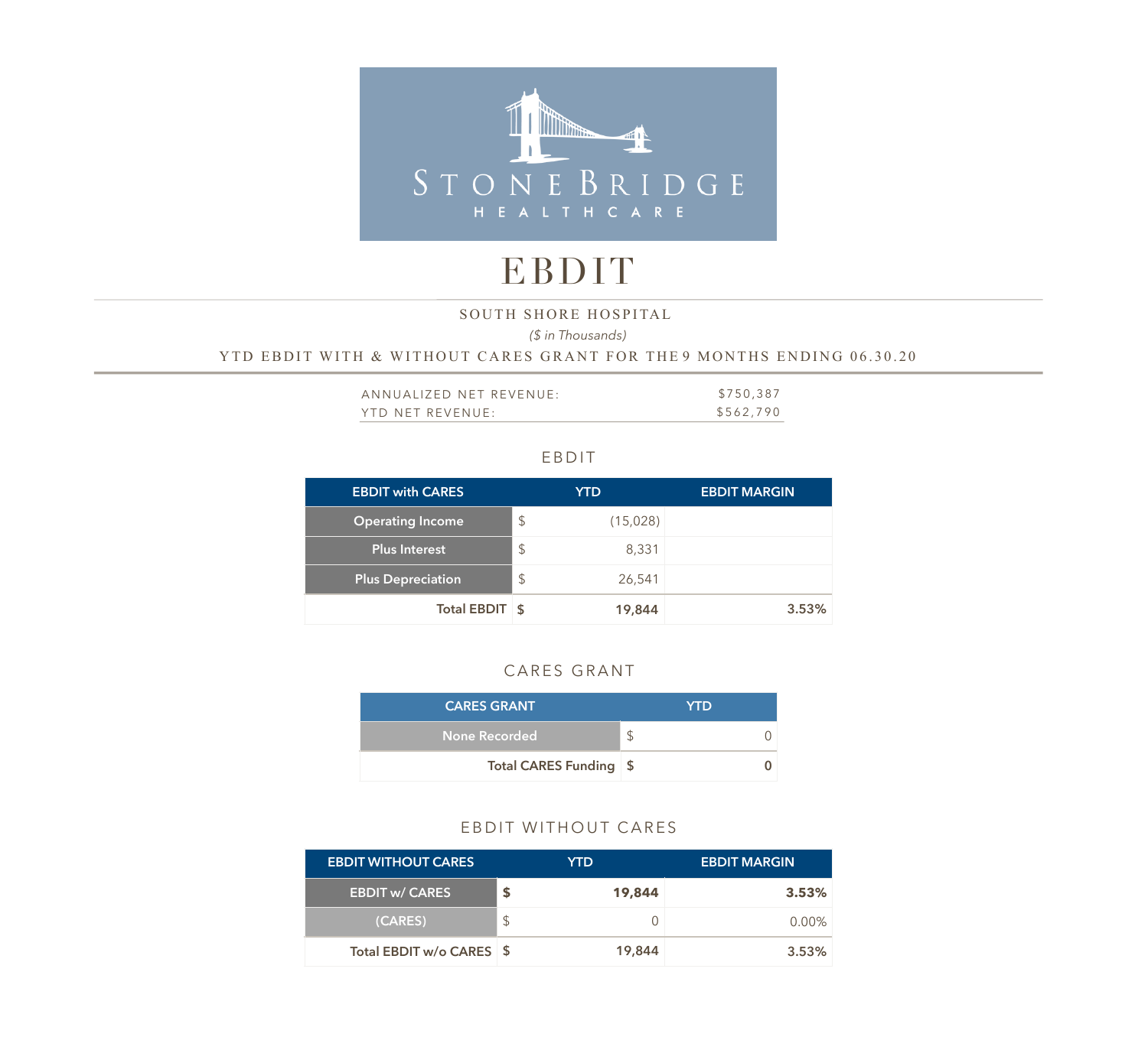STONEBRIDGE HEALTHCARE

# EBDIT

SOUTH SHORE HOSPITAL

*($ in Thousands)*

YTD EBDIT WITH & WITHOUT CARES GRANT FOR THE 9 MONTHS ENDING 06.30.20

| | |
|---|---|
| ANNUALIZED NET REVENUE: | $750,387 |
| YTD NET REVENUE: | $562,790 |

## EBDIT

| EBDIT with CARES | | YTD | EBDIT MARGIN |
|---|---|---|---|
| Operating Income | $ | (15,028) | |
| Plus Interest | $ | 8,331 | |
| Plus Depreciation | $ | 26,541 | |
| **Total EBDIT** | **$** | **19,844** | **3.53%** |

## CARES GRANT

| CARES GRANT | | YTD |
|---|---|---|
| None Recorded | $ | 0 |
| **Total CARES Funding** | **$** | **0** |

## EBDIT WITHOUT CARES

| EBDIT WITHOUT CARES | | YTD | EBDIT MARGIN |
|---|---|---|---|
| **EBDIT w/ CARES** | **$** | **19,844** | **3.53%** |
| (CARES) | $ | 0 | 0.00% |
| **Total EBDIT w/o CARES** | **$** | **19,844** | **3.53%** |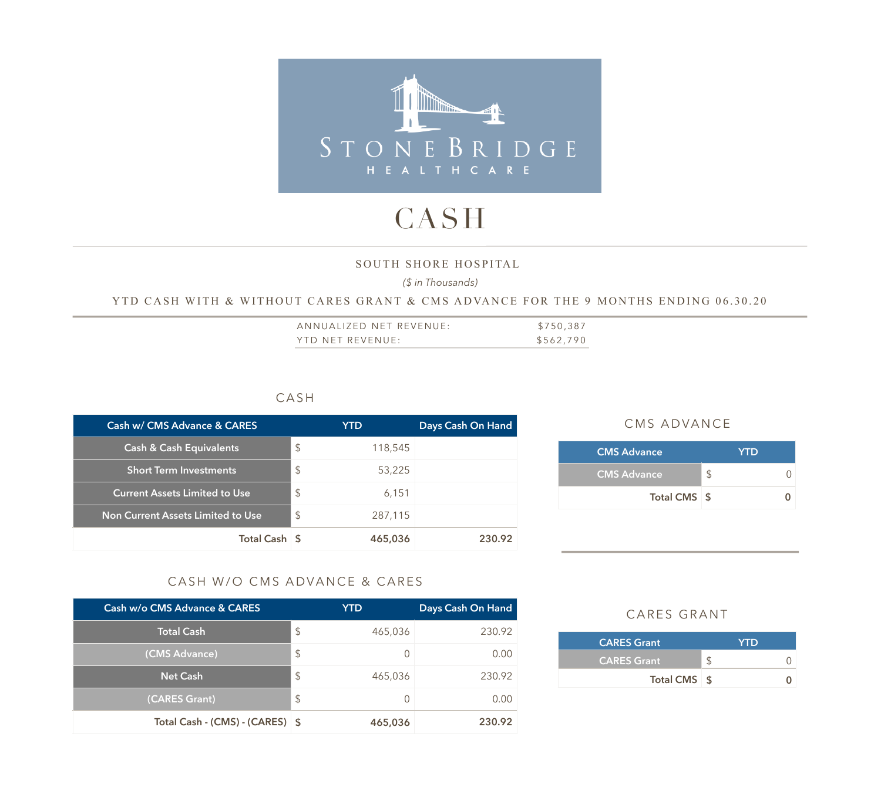STONEBRIDGE HEALTHCARE

# CASH

## SOUTH SHORE HOSPITAL

*($ in Thousands)*

### YTD CASH WITH & WITHOUT CARES GRANT & CMS ADVANCE FOR THE 9 MONTHS ENDING 06.30.20

| | |
|---|---|
| ANNUALIZED NET REVENUE: | $750,387 |
| YTD NET REVENUE: | $562,790 |

### CASH

| Cash w/ CMS Advance & CARES | YTD | | Days Cash On Hand |
|---|---|---|---|
| Cash & Cash Equivalents | $ | 118,545 | |
| Short Term Investments | $ | 53,225 | |
| Current Assets Limited to Use | $ | 6,151 | |
| Non Current Assets Limited to Use | $ | 287,115 | |
| **Total Cash** | **$** | **465,036** | **230.92** |

### CASH W/O CMS ADVANCE & CARES

| Cash w/o CMS Advance & CARES | YTD | | Days Cash On Hand |
|---|---|---|---|
| Total Cash | $ | 465,036 | 230.92 |
| (CMS Advance) | $ | 0 | 0.00 |
| Net Cash | $ | 465,036 | 230.92 |
| (CARES Grant) | $ | 0 | 0.00 |
| **Total Cash - (CMS) - (CARES)** | **$** | **465,036** | **230.92** |

### CMS ADVANCE

| CMS Advance | YTD | |
|---|---|---|
| CMS Advance | $ | 0 |
| **Total CMS** | **$** | **0** |

### CARES GRANT

| CARES Grant | YTD | |
|---|---|---|
| CARES Grant | $ | 0 |
| **Total CMS** | **$** | **0** |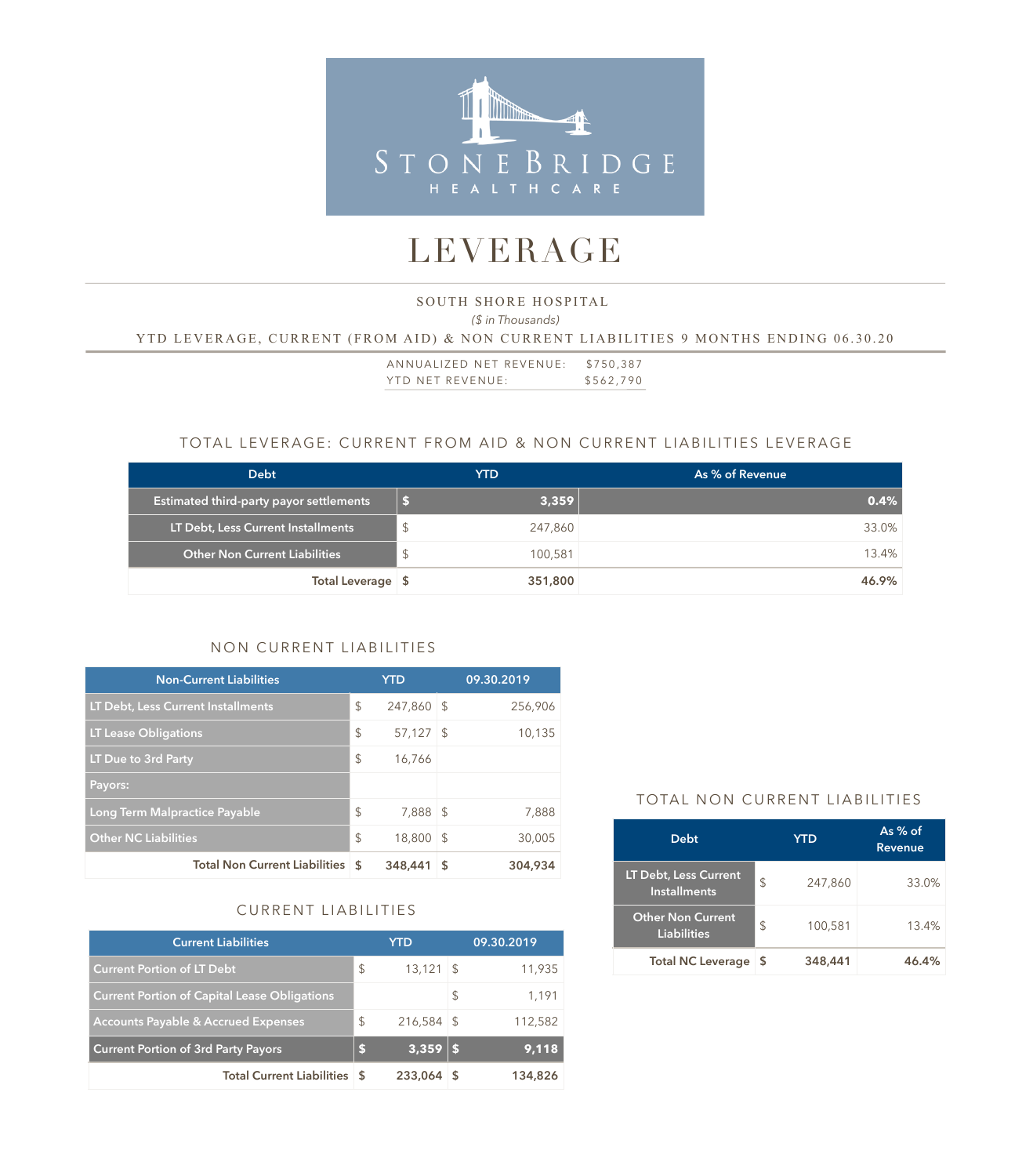STONEBRIDGE HEALTHCARE

# LEVERAGE

SOUTH SHORE HOSPITAL

*($ in Thousands)*

YTD LEVERAGE, CURRENT (FROM AID) & NON CURRENT LIABILITIES 9 MONTHS ENDING 06.30.20

| | |
|---|---|
| ANNUALIZED NET REVENUE: | $750,387 |
| YTD NET REVENUE: | $562,790 |

## TOTAL LEVERAGE: CURRENT FROM AID & NON CURRENT LIABILITIES LEVERAGE

| Debt | | YTD | As % of Revenue |
|---|---|---|---|
| **Estimated third-party payor settlements** | **$** | **3,359** | **0.4%** |
| LT Debt, Less Current Installments | $ | 247,860 | 33.0% |
| Other Non Current Liabilities | $ | 100,581 | 13.4% |
| **Total Leverage** | **$** | **351,800** | **46.9%** |

## NON CURRENT LIABILITIES

| Non-Current Liabilities | | YTD | | 09.30.2019 |
|---|---|---|---|---|
| LT Debt, Less Current Installments | $ | 247,860 | $ | 256,906 |
| LT Lease Obligations | $ | 57,127 | $ | 10,135 |
| LT Due to 3rd Party | $ | 16,766 | | |
| Payors: | | | | |
| Long Term Malpractice Payable | $ | 7,888 | $ | 7,888 |
| Other NC Liabilities | $ | 18,800 | $ | 30,005 |
| **Total Non Current Liabilities** | **$** | **348,441** | **$** | **304,934** |

## CURRENT LIABILITIES

| Current Liabilities | | YTD | | 09.30.2019 |
|---|---|---|---|---|
| Current Portion of LT Debt | $ | 13,121 | $ | 11,935 |
| Current Portion of Capital Lease Obligations | | | $ | 1,191 |
| Accounts Payable & Accrued Expenses | $ | 216,584 | $ | 112,582 |
| **Current Portion of 3rd Party Payors** | **$** | **3,359** | **$** | **9,118** |
| **Total Current Liabilities** | **$** | **233,064** | **$** | **134,826** |

## TOTAL NON CURRENT LIABILITIES

| Debt | | YTD | As % of Revenue |
|---|---|---|---|
| LT Debt, Less Current Installments | $ | 247,860 | 33.0% |
| Other Non Current Liabilities | $ | 100,581 | 13.4% |
| **Total NC Leverage** | **$** | **348,441** | **46.4%** |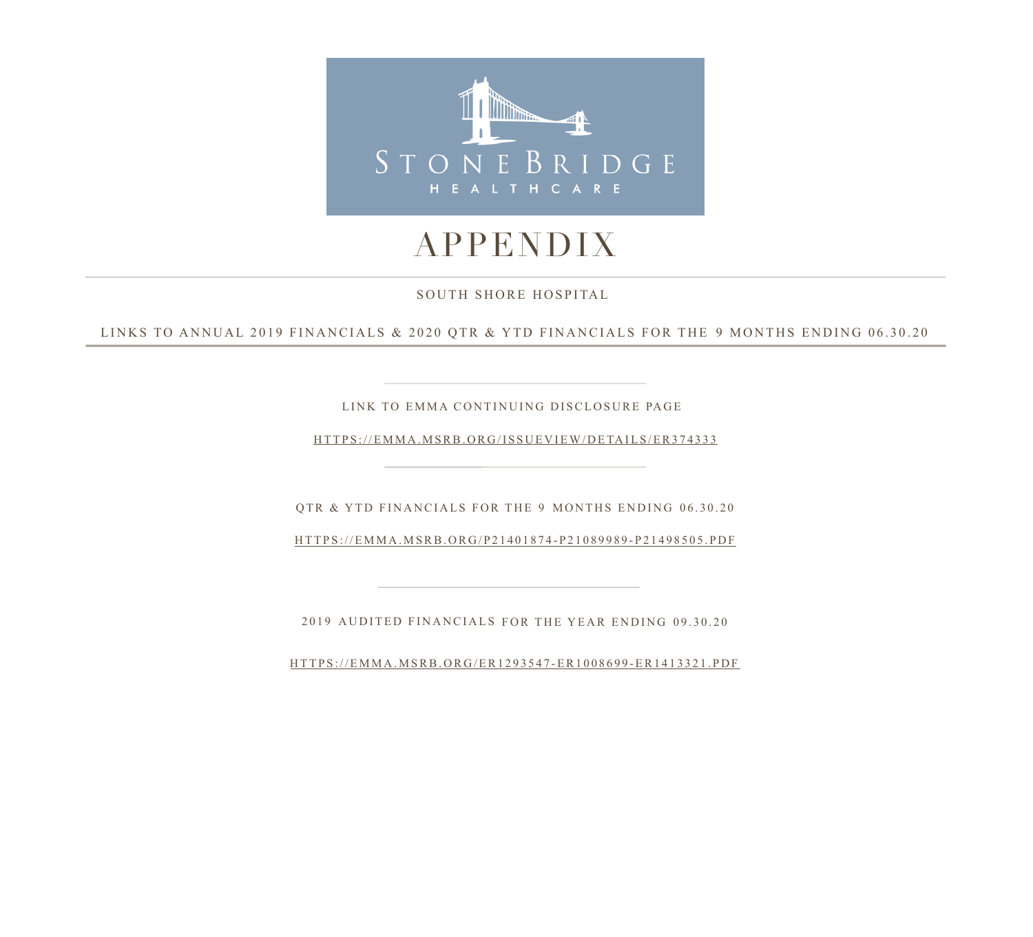STONEBRIDGE
HEALTHCARE

# APPENDIX

SOUTH SHORE HOSPITAL

LINKS TO ANNUAL 2019 FINANCIALS & 2020 QTR & YTD FINANCIALS FOR THE 9 MONTHS ENDING 06.30.20

---

LINK TO EMMA CONTINUING DISCLOSURE PAGE

HTTPS://EMMA.MSRB.ORG/ISSUEVIEW/DETAILS/ER374333

---

QTR & YTD FINANCIALS FOR THE 9 MONTHS ENDING 06.30.20

HTTPS://EMMA.MSRB.ORG/P21401874-P21089989-P21498505.PDF

---

2019 AUDITED FINANCIALS FOR THE YEAR ENDING 09.30.20

HTTPS://EMMA.MSRB.ORG/ER1293547-ER1008699-ER1413321.PDF